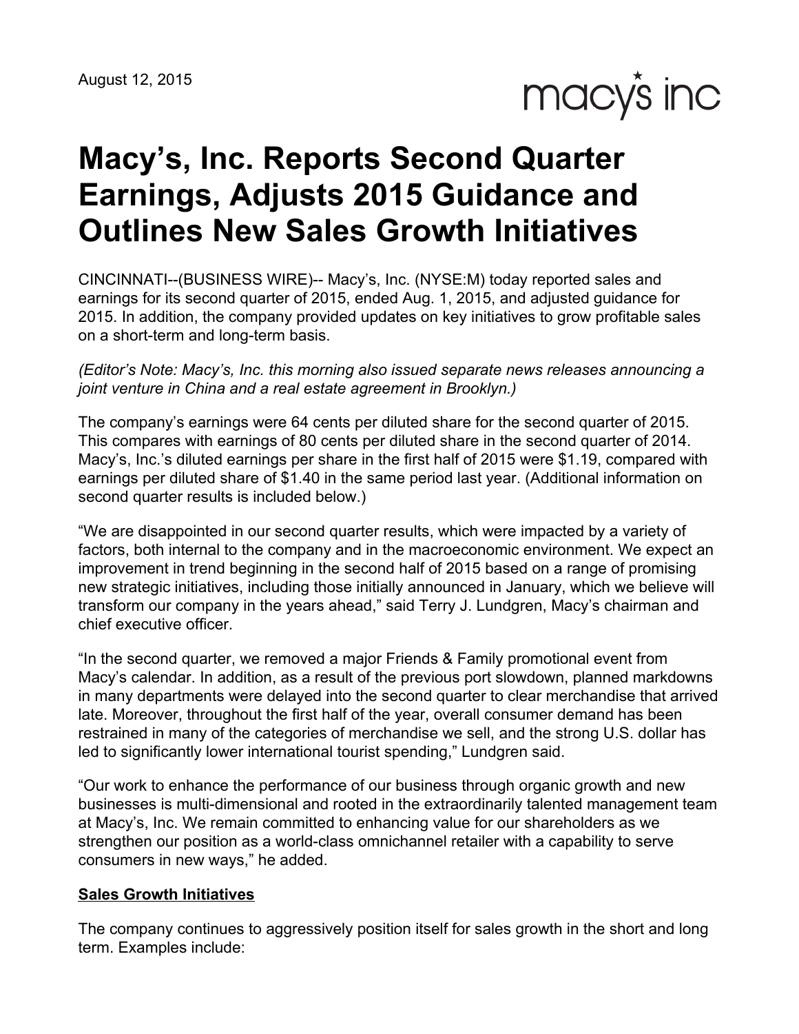August 12, 2015

macy's inc

# Macy's, Inc. Reports Second Quarter Earnings, Adjusts 2015 Guidance and Outlines New Sales Growth Initiatives

CINCINNATI--(BUSINESS WIRE)-- Macy's, Inc. (NYSE:M) today reported sales and earnings for its second quarter of 2015, ended Aug. 1, 2015, and adjusted guidance for 2015. In addition, the company provided updates on key initiatives to grow profitable sales on a short-term and long-term basis.

*(Editor's Note: Macy's, Inc. this morning also issued separate news releases announcing a joint venture in China and a real estate agreement in Brooklyn.)*

The company's earnings were 64 cents per diluted share for the second quarter of 2015. This compares with earnings of 80 cents per diluted share in the second quarter of 2014. Macy's, Inc.'s diluted earnings per share in the first half of 2015 were $1.19, compared with earnings per diluted share of $1.40 in the same period last year. (Additional information on second quarter results is included below.)

"We are disappointed in our second quarter results, which were impacted by a variety of factors, both internal to the company and in the macroeconomic environment. We expect an improvement in trend beginning in the second half of 2015 based on a range of promising new strategic initiatives, including those initially announced in January, which we believe will transform our company in the years ahead," said Terry J. Lundgren, Macy's chairman and chief executive officer.

"In the second quarter, we removed a major Friends & Family promotional event from Macy's calendar. In addition, as a result of the previous port slowdown, planned markdowns in many departments were delayed into the second quarter to clear merchandise that arrived late. Moreover, throughout the first half of the year, overall consumer demand has been restrained in many of the categories of merchandise we sell, and the strong U.S. dollar has led to significantly lower international tourist spending," Lundgren said.

"Our work to enhance the performance of our business through organic growth and new businesses is multi-dimensional and rooted in the extraordinarily talented management team at Macy's, Inc. We remain committed to enhancing value for our shareholders as we strengthen our position as a world-class omnichannel retailer with a capability to serve consumers in new ways," he added.

**Sales Growth Initiatives**

The company continues to aggressively position itself for sales growth in the short and long term. Examples include: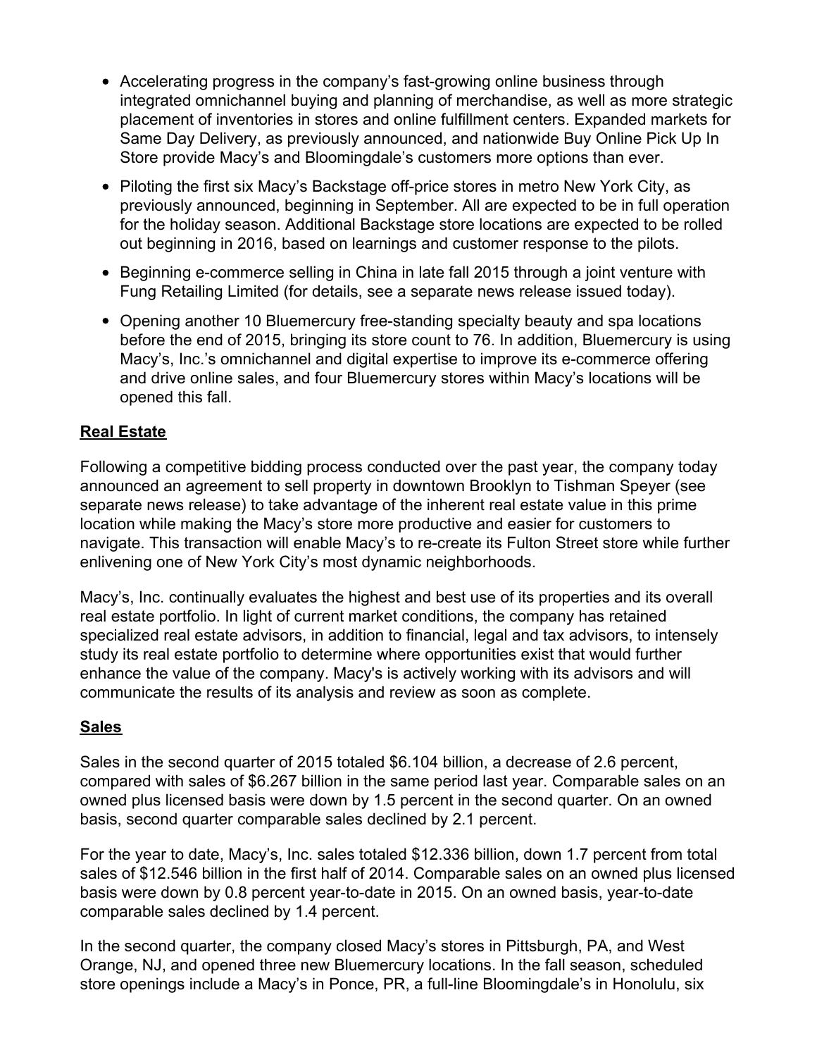- Accelerating progress in the company's fast-growing online business through integrated omnichannel buying and planning of merchandise, as well as more strategic placement of inventories in stores and online fulfillment centers. Expanded markets for Same Day Delivery, as previously announced, and nationwide Buy Online Pick Up In Store provide Macy's and Bloomingdale's customers more options than ever.
- Piloting the first six Macy's Backstage off-price stores in metro New York City, as previously announced, beginning in September. All are expected to be in full operation for the holiday season. Additional Backstage store locations are expected to be rolled out beginning in 2016, based on learnings and customer response to the pilots.
- Beginning e-commerce selling in China in late fall 2015 through a joint venture with Fung Retailing Limited (for details, see a separate news release issued today).
- Opening another 10 Bluemercury free-standing specialty beauty and spa locations before the end of 2015, bringing its store count to 76. In addition, Bluemercury is using Macy's, Inc.'s omnichannel and digital expertise to improve its e-commerce offering and drive online sales, and four Bluemercury stores within Macy's locations will be opened this fall.

**Real Estate**

Following a competitive bidding process conducted over the past year, the company today announced an agreement to sell property in downtown Brooklyn to Tishman Speyer (see separate news release) to take advantage of the inherent real estate value in this prime location while making the Macy's store more productive and easier for customers to navigate. This transaction will enable Macy's to re-create its Fulton Street store while further enlivening one of New York City's most dynamic neighborhoods.

Macy's, Inc. continually evaluates the highest and best use of its properties and its overall real estate portfolio. In light of current market conditions, the company has retained specialized real estate advisors, in addition to financial, legal and tax advisors, to intensely study its real estate portfolio to determine where opportunities exist that would further enhance the value of the company. Macy's is actively working with its advisors and will communicate the results of its analysis and review as soon as complete.

**Sales**

Sales in the second quarter of 2015 totaled $6.104 billion, a decrease of 2.6 percent, compared with sales of $6.267 billion in the same period last year. Comparable sales on an owned plus licensed basis were down by 1.5 percent in the second quarter. On an owned basis, second quarter comparable sales declined by 2.1 percent.

For the year to date, Macy's, Inc. sales totaled $12.336 billion, down 1.7 percent from total sales of $12.546 billion in the first half of 2014. Comparable sales on an owned plus licensed basis were down by 0.8 percent year-to-date in 2015. On an owned basis, year-to-date comparable sales declined by 1.4 percent.

In the second quarter, the company closed Macy's stores in Pittsburgh, PA, and West Orange, NJ, and opened three new Bluemercury locations. In the fall season, scheduled store openings include a Macy's in Ponce, PR, a full-line Bloomingdale's in Honolulu, six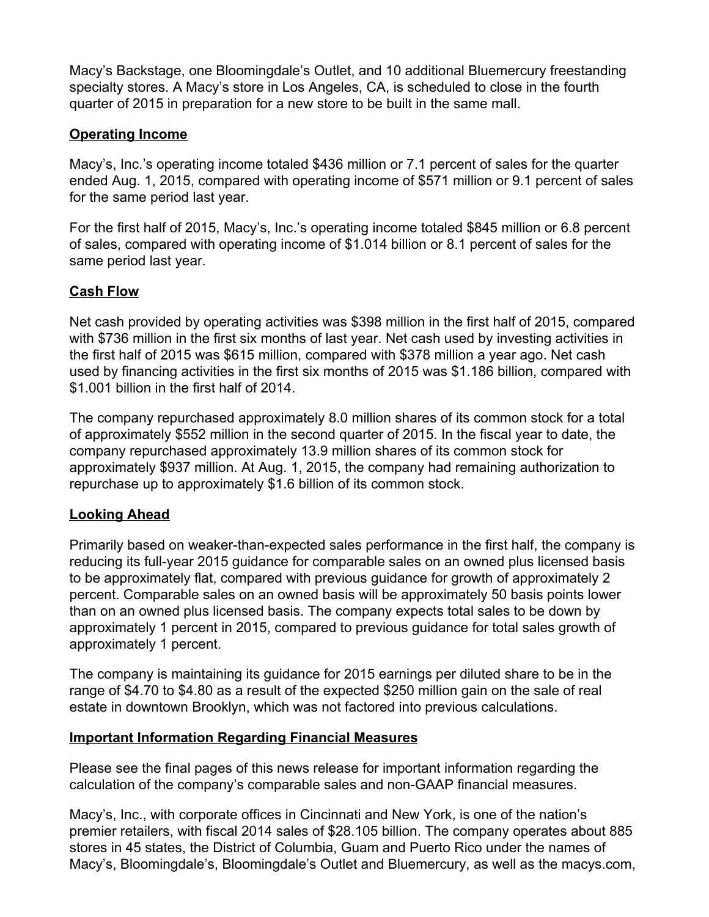Macy's Backstage, one Bloomingdale's Outlet, and 10 additional Bluemercury freestanding specialty stores. A Macy's store in Los Angeles, CA, is scheduled to close in the fourth quarter of 2015 in preparation for a new store to be built in the same mall.

## Operating Income

Macy's, Inc.'s operating income totaled $436 million or 7.1 percent of sales for the quarter ended Aug. 1, 2015, compared with operating income of $571 million or 9.1 percent of sales for the same period last year.

For the first half of 2015, Macy's, Inc.'s operating income totaled $845 million or 6.8 percent of sales, compared with operating income of $1.014 billion or 8.1 percent of sales for the same period last year.

## Cash Flow

Net cash provided by operating activities was $398 million in the first half of 2015, compared with $736 million in the first six months of last year. Net cash used by investing activities in the first half of 2015 was $615 million, compared with $378 million a year ago. Net cash used by financing activities in the first six months of 2015 was $1.186 billion, compared with $1.001 billion in the first half of 2014.

The company repurchased approximately 8.0 million shares of its common stock for a total of approximately $552 million in the second quarter of 2015. In the fiscal year to date, the company repurchased approximately 13.9 million shares of its common stock for approximately $937 million. At Aug. 1, 2015, the company had remaining authorization to repurchase up to approximately $1.6 billion of its common stock.

## Looking Ahead

Primarily based on weaker-than-expected sales performance in the first half, the company is reducing its full-year 2015 guidance for comparable sales on an owned plus licensed basis to be approximately flat, compared with previous guidance for growth of approximately 2 percent. Comparable sales on an owned basis will be approximately 50 basis points lower than on an owned plus licensed basis. The company expects total sales to be down by approximately 1 percent in 2015, compared to previous guidance for total sales growth of approximately 1 percent.

The company is maintaining its guidance for 2015 earnings per diluted share to be in the range of $4.70 to $4.80 as a result of the expected $250 million gain on the sale of real estate in downtown Brooklyn, which was not factored into previous calculations.

## Important Information Regarding Financial Measures

Please see the final pages of this news release for important information regarding the calculation of the company's comparable sales and non-GAAP financial measures.

Macy's, Inc., with corporate offices in Cincinnati and New York, is one of the nation's premier retailers, with fiscal 2014 sales of $28.105 billion. The company operates about 885 stores in 45 states, the District of Columbia, Guam and Puerto Rico under the names of Macy's, Bloomingdale's, Bloomingdale's Outlet and Bluemercury, as well as the macys.com,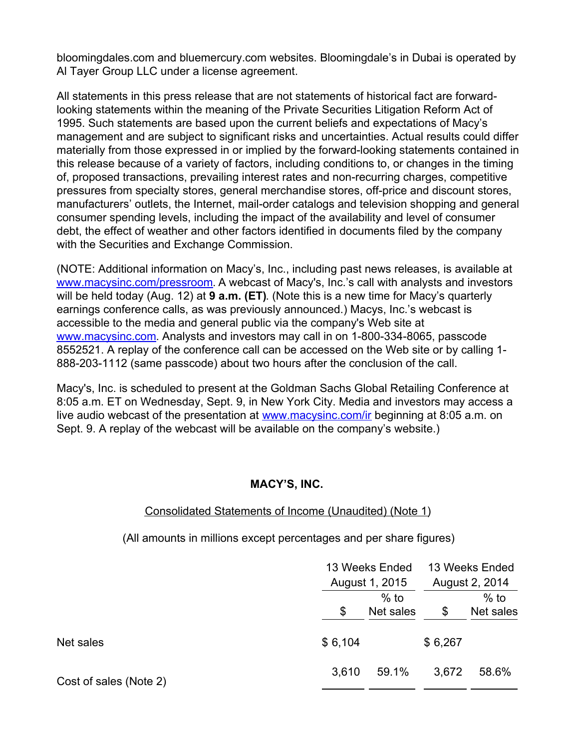bloomingdales.com and bluemercury.com websites. Bloomingdale's in Dubai is operated by Al Tayer Group LLC under a license agreement.

All statements in this press release that are not statements of historical fact are forward-looking statements within the meaning of the Private Securities Litigation Reform Act of 1995. Such statements are based upon the current beliefs and expectations of Macy's management and are subject to significant risks and uncertainties. Actual results could differ materially from those expressed in or implied by the forward-looking statements contained in this release because of a variety of factors, including conditions to, or changes in the timing of, proposed transactions, prevailing interest rates and non-recurring charges, competitive pressures from specialty stores, general merchandise stores, off-price and discount stores, manufacturers' outlets, the Internet, mail-order catalogs and television shopping and general consumer spending levels, including the impact of the availability and level of consumer debt, the effect of weather and other factors identified in documents filed by the company with the Securities and Exchange Commission.

(NOTE: Additional information on Macy's, Inc., including past news releases, is available at www.macysinc.com/pressroom. A webcast of Macy's, Inc.'s call with analysts and investors will be held today (Aug. 12) at **9 a.m. (ET)**. (Note this is a new time for Macy's quarterly earnings conference calls, as was previously announced.) Macys, Inc.'s webcast is accessible to the media and general public via the company's Web site at www.macysinc.com. Analysts and investors may call in on 1-800-334-8065, passcode 8552521. A replay of the conference call can be accessed on the Web site or by calling 1-888-203-1112 (same passcode) about two hours after the conclusion of the call.

Macy's, Inc. is scheduled to present at the Goldman Sachs Global Retailing Conference at 8:05 a.m. ET on Wednesday, Sept. 9, in New York City. Media and investors may access a live audio webcast of the presentation at www.macysinc.com/ir beginning at 8:05 a.m. on Sept. 9. A replay of the webcast will be available on the company's website.)

**MACY'S, INC.**

Consolidated Statements of Income (Unaudited) (Note 1)

(All amounts in millions except percentages and per share figures)

| | 13 Weeks Ended August 1, 2015 | | 13 Weeks Ended August 2, 2014 | |
|---|---|---|---|---|
| | $ | % to Net sales | $ | % to Net sales |
| Net sales | $ 6,104 | | $ 6,267 | |
| Cost of sales (Note 2) | 3,610 | 59.1% | 3,672 | 58.6% |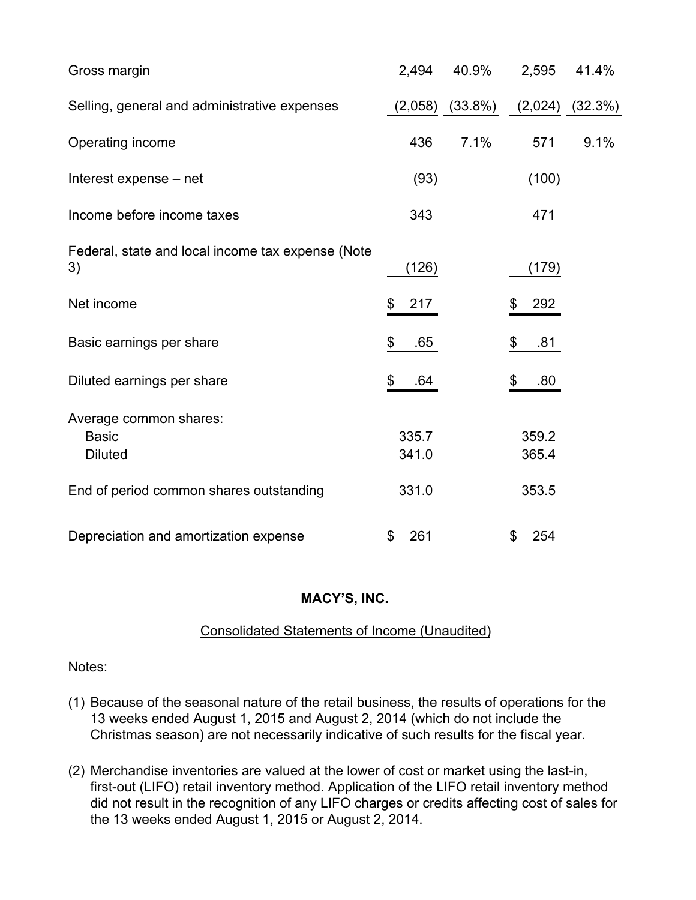| | | | | |
|---|---|---|---|---|
| Gross margin | 2,494 | 40.9% | 2,595 | 41.4% |
| Selling, general and administrative expenses | (2,058) | (33.8%) | (2,024) | (32.3%) |
| Operating income | 436 | 7.1% | 571 | 9.1% |
| Interest expense – net | (93) | | (100) | |
| Income before income taxes | 343 | | 471 | |
| Federal, state and local income tax expense (Note 3) | (126) | | (179) | |
| Net income | $ 217 | | $ 292 | |
| Basic earnings per share | $ .65 | | $ .81 | |
| Diluted earnings per share | $ .64 | | $ .80 | |
| Average common shares: | | | | |
| Basic | 335.7 | | 359.2 | |
| Diluted | 341.0 | | 365.4 | |
| End of period common shares outstanding | 331.0 | | 353.5 | |
| Depreciation and amortization expense | $ 261 | | $ 254 | |

**MACY'S, INC.**

Consolidated Statements of Income (Unaudited)

Notes:

(1) Because of the seasonal nature of the retail business, the results of operations for the 13 weeks ended August 1, 2015 and August 2, 2014 (which do not include the Christmas season) are not necessarily indicative of such results for the fiscal year.

(2) Merchandise inventories are valued at the lower of cost or market using the last-in, first-out (LIFO) retail inventory method. Application of the LIFO retail inventory method did not result in the recognition of any LIFO charges or credits affecting cost of sales for the 13 weeks ended August 1, 2015 or August 2, 2014.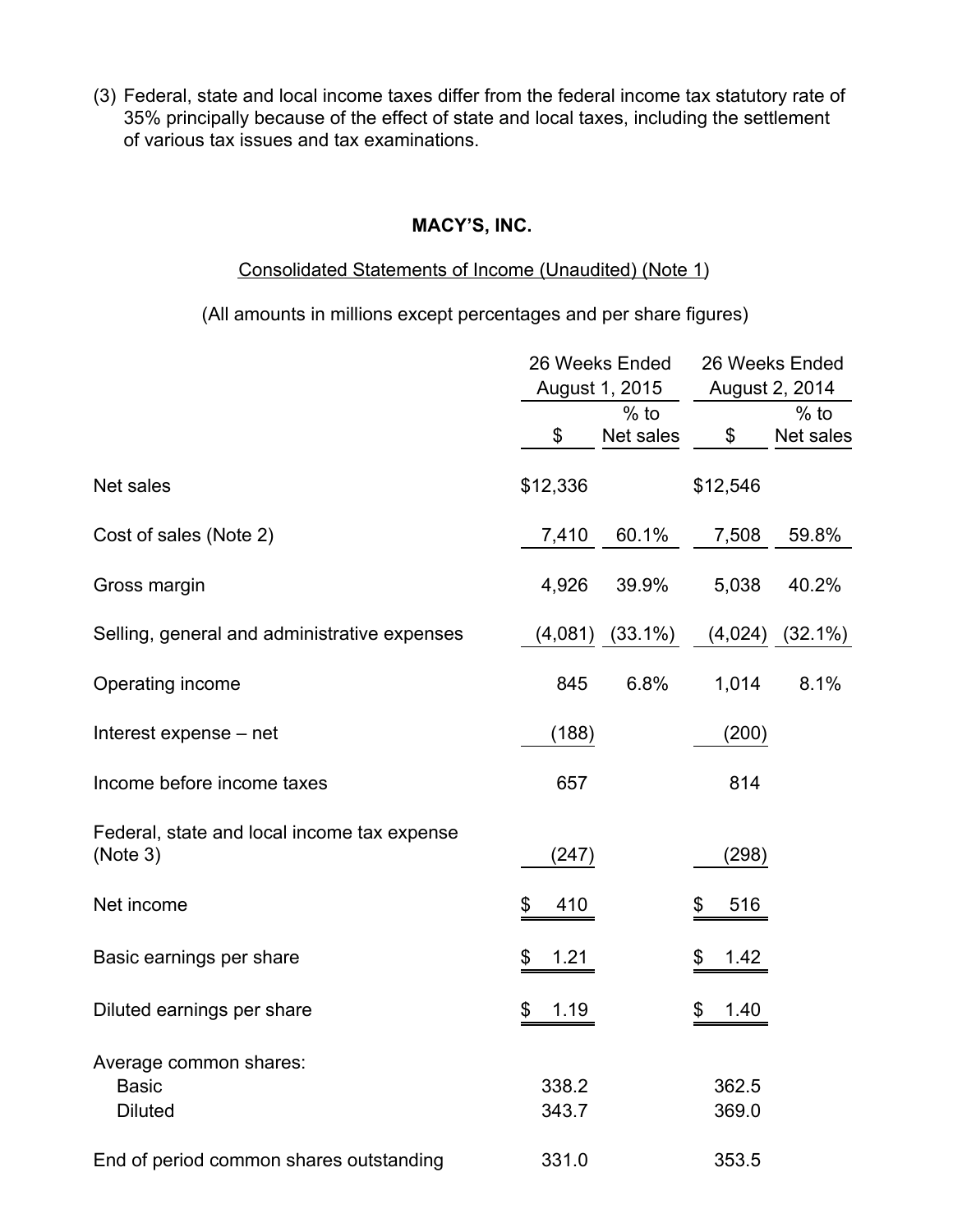(3) Federal, state and local income taxes differ from the federal income tax statutory rate of 35% principally because of the effect of state and local taxes, including the settlement of various tax issues and tax examinations.

**MACY'S, INC.**

Consolidated Statements of Income (Unaudited) (Note 1)

(All amounts in millions except percentages and per share figures)

| | 26 Weeks Ended August 1, 2015 | | 26 Weeks Ended August 2, 2014 | |
|---|---|---|---|---|
| | $ | % to Net sales | $ | % to Net sales |
| Net sales | $12,336 | | $12,546 | |
| Cost of sales (Note 2) | 7,410 | 60.1% | 7,508 | 59.8% |
| Gross margin | 4,926 | 39.9% | 5,038 | 40.2% |
| Selling, general and administrative expenses | (4,081) | (33.1%) | (4,024) | (32.1%) |
| Operating income | 845 | 6.8% | 1,014 | 8.1% |
| Interest expense – net | (188) | | (200) | |
| Income before income taxes | 657 | | 814 | |
| Federal, state and local income tax expense (Note 3) | (247) | | (298) | |
| Net income | $ 410 | | $ 516 | |
| Basic earnings per share | $ 1.21 | | $ 1.42 | |
| Diluted earnings per share | $ 1.19 | | $ 1.40 | |
| Average common shares: | | | | |
| Basic | 338.2 | | 362.5 | |
| Diluted | 343.7 | | 369.0 | |
| End of period common shares outstanding | 331.0 | | 353.5 | |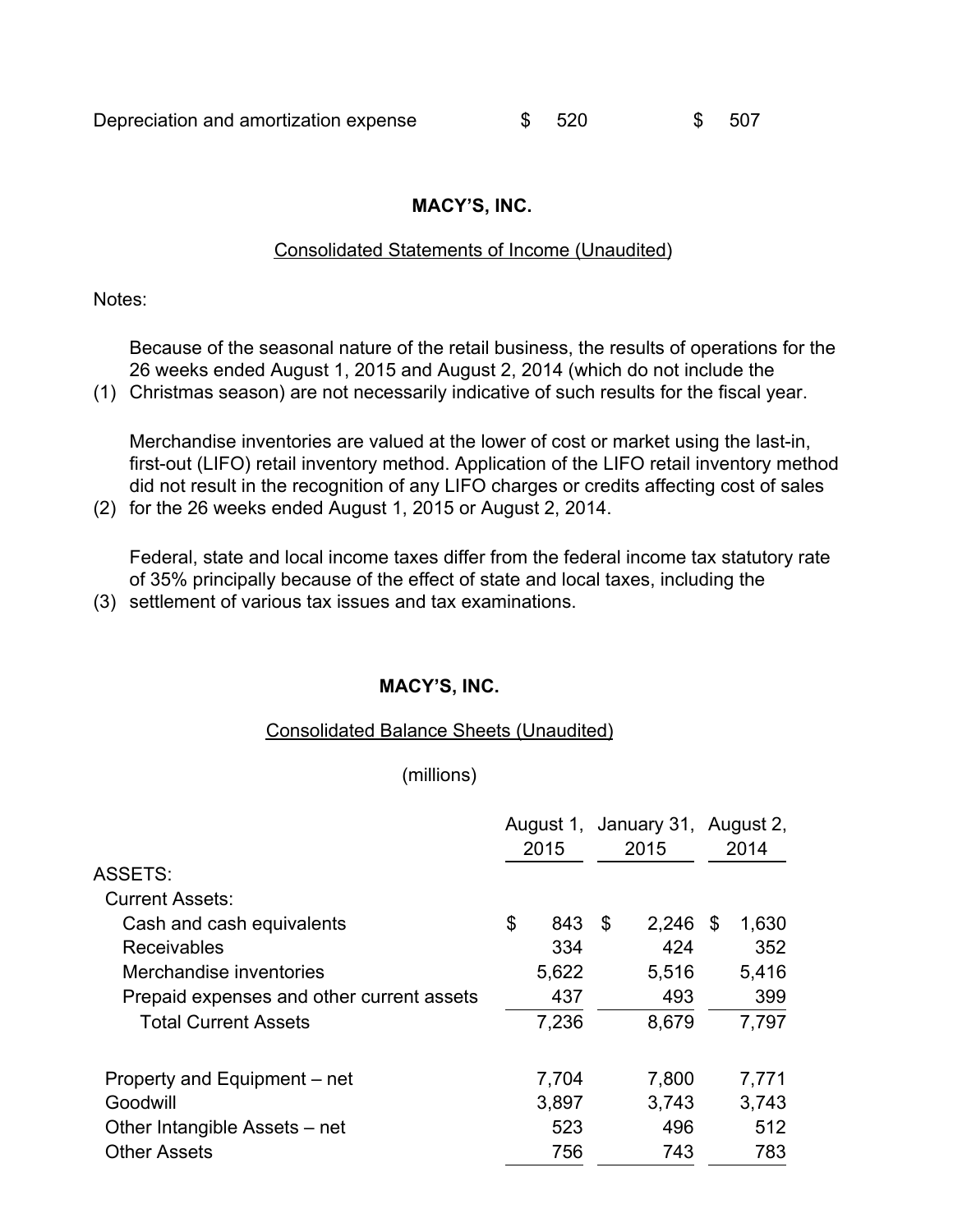| | | |
|---|---|---|
| Depreciation and amortization expense | $ 520 | $ 507 |

**MACY'S, INC.**

Consolidated Statements of Income (Unaudited)

Notes:

(1) Because of the seasonal nature of the retail business, the results of operations for the 26 weeks ended August 1, 2015 and August 2, 2014 (which do not include the Christmas season) are not necessarily indicative of such results for the fiscal year.

(2) Merchandise inventories are valued at the lower of cost or market using the last-in, first-out (LIFO) retail inventory method. Application of the LIFO retail inventory method did not result in the recognition of any LIFO charges or credits affecting cost of sales for the 26 weeks ended August 1, 2015 or August 2, 2014.

(3) Federal, state and local income taxes differ from the federal income tax statutory rate of 35% principally because of the effect of state and local taxes, including the settlement of various tax issues and tax examinations.

**MACY'S, INC.**

Consolidated Balance Sheets (Unaudited)

(millions)

| | August 1, 2015 | January 31, 2015 | August 2, 2014 |
|---|---|---|---|
| ASSETS: | | | |
| Current Assets: | | | |
| Cash and cash equivalents | $ 843 | $ 2,246 | $ 1,630 |
| Receivables | 334 | 424 | 352 |
| Merchandise inventories | 5,622 | 5,516 | 5,416 |
| Prepaid expenses and other current assets | 437 | 493 | 399 |
| Total Current Assets | 7,236 | 8,679 | 7,797 |
| | | | |
| Property and Equipment – net | 7,704 | 7,800 | 7,771 |
| Goodwill | 3,897 | 3,743 | 3,743 |
| Other Intangible Assets – net | 523 | 496 | 512 |
| Other Assets | 756 | 743 | 783 |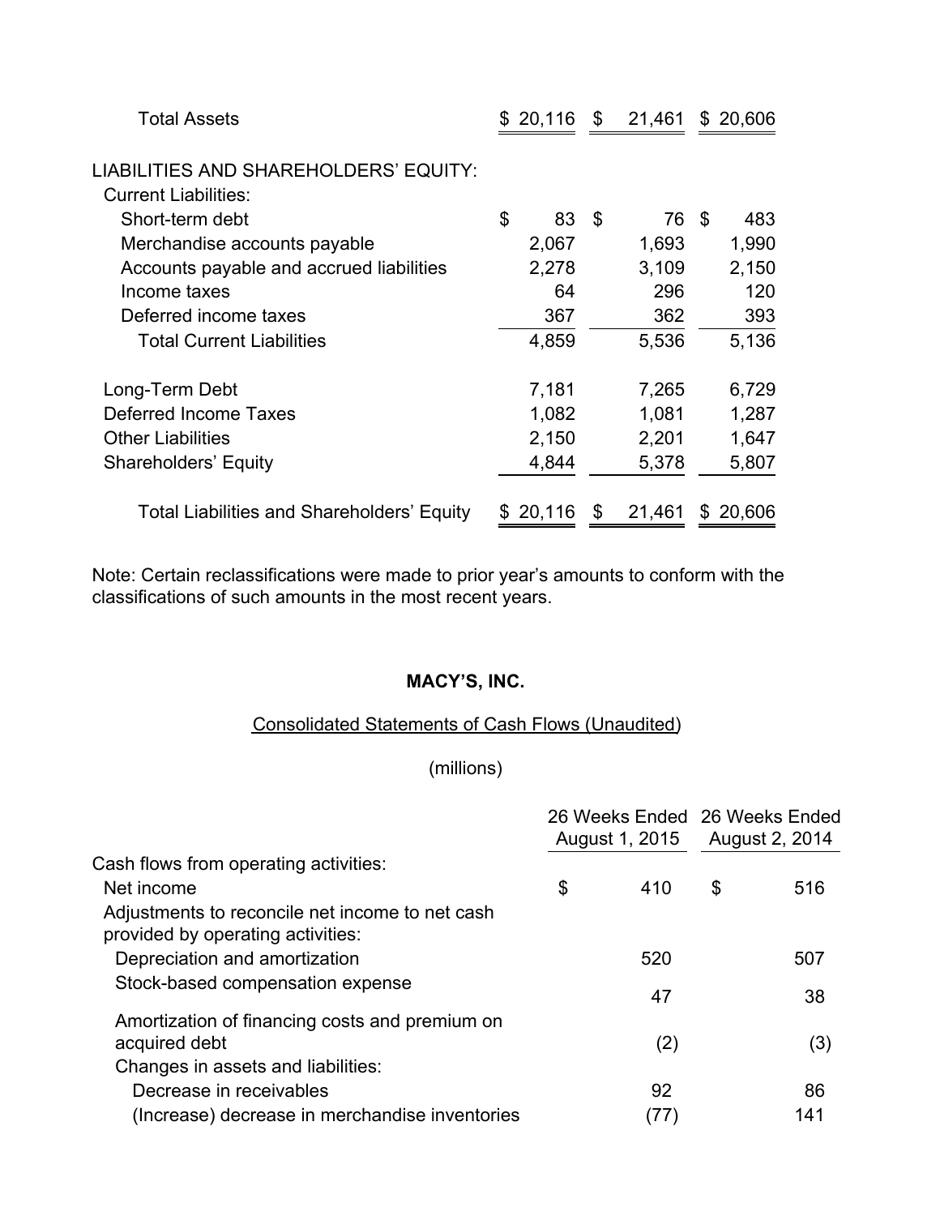| | | | |
|---|---|---|---|
| Total Assets | $ 20,116 | $ 21,461 | $ 20,606 |
| | | | |
| LIABILITIES AND SHAREHOLDERS' EQUITY: | | | |
| Current Liabilities: | | | |
| Short-term debt | $ 83 | $ 76 | $ 483 |
| Merchandise accounts payable | 2,067 | 1,693 | 1,990 |
| Accounts payable and accrued liabilities | 2,278 | 3,109 | 2,150 |
| Income taxes | 64 | 296 | 120 |
| Deferred income taxes | 367 | 362 | 393 |
| Total Current Liabilities | 4,859 | 5,536 | 5,136 |
| | | | |
| Long-Term Debt | 7,181 | 7,265 | 6,729 |
| Deferred Income Taxes | 1,082 | 1,081 | 1,287 |
| Other Liabilities | 2,150 | 2,201 | 1,647 |
| Shareholders' Equity | 4,844 | 5,378 | 5,807 |
| | | | |
| Total Liabilities and Shareholders' Equity | $ 20,116 | $ 21,461 | $ 20,606 |

Note: Certain reclassifications were made to prior year's amounts to conform with the classifications of such amounts in the most recent years.

**MACY'S, INC.**

Consolidated Statements of Cash Flows (Unaudited)

(millions)

| | 26 Weeks Ended August 1, 2015 | 26 Weeks Ended August 2, 2014 |
|---|---|---|
| Cash flows from operating activities: | | |
| Net income | $ 410 | $ 516 |
| Adjustments to reconcile net income to net cash provided by operating activities: | | |
| Depreciation and amortization | 520 | 507 |
| Stock-based compensation expense | 47 | 38 |
| Amortization of financing costs and premium on acquired debt | (2) | (3) |
| Changes in assets and liabilities: | | |
| Decrease in receivables | 92 | 86 |
| (Increase) decrease in merchandise inventories | (77) | 141 |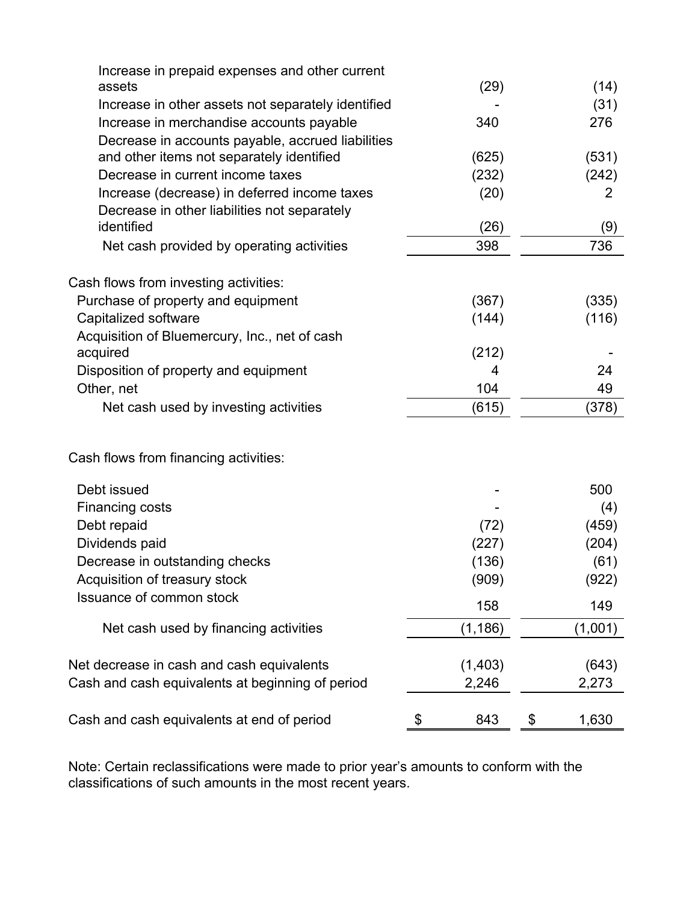| | | |
|---|---|---|
| Increase in prepaid expenses and other current assets | (29) | (14) |
| Increase in other assets not separately identified | - | (31) |
| Increase in merchandise accounts payable | 340 | 276 |
| Decrease in accounts payable, accrued liabilities and other items not separately identified | (625) | (531) |
| Decrease in current income taxes | (232) | (242) |
| Increase (decrease) in deferred income taxes | (20) | 2 |
| Decrease in other liabilities not separately identified | (26) | (9) |
| Net cash provided by operating activities | 398 | 736 |
| | | |
| Cash flows from investing activities: | | |
| Purchase of property and equipment | (367) | (335) |
| Capitalized software | (144) | (116) |
| Acquisition of Bluemercury, Inc., net of cash acquired | (212) | - |
| Disposition of property and equipment | 4 | 24 |
| Other, net | 104 | 49 |
| Net cash used by investing activities | (615) | (378) |
| | | |
| Cash flows from financing activities: | | |
| Debt issued | - | 500 |
| Financing costs | - | (4) |
| Debt repaid | (72) | (459) |
| Dividends paid | (227) | (204) |
| Decrease in outstanding checks | (136) | (61) |
| Acquisition of treasury stock | (909) | (922) |
| Issuance of common stock | 158 | 149 |
| Net cash used by financing activities | (1,186) | (1,001) |
| | | |
| Net decrease in cash and cash equivalents | (1,403) | (643) |
| Cash and cash equivalents at beginning of period | 2,246 | 2,273 |
| | | |
| Cash and cash equivalents at end of period | $ 843 | $ 1,630 |

Note: Certain reclassifications were made to prior year's amounts to conform with the classifications of such amounts in the most recent years.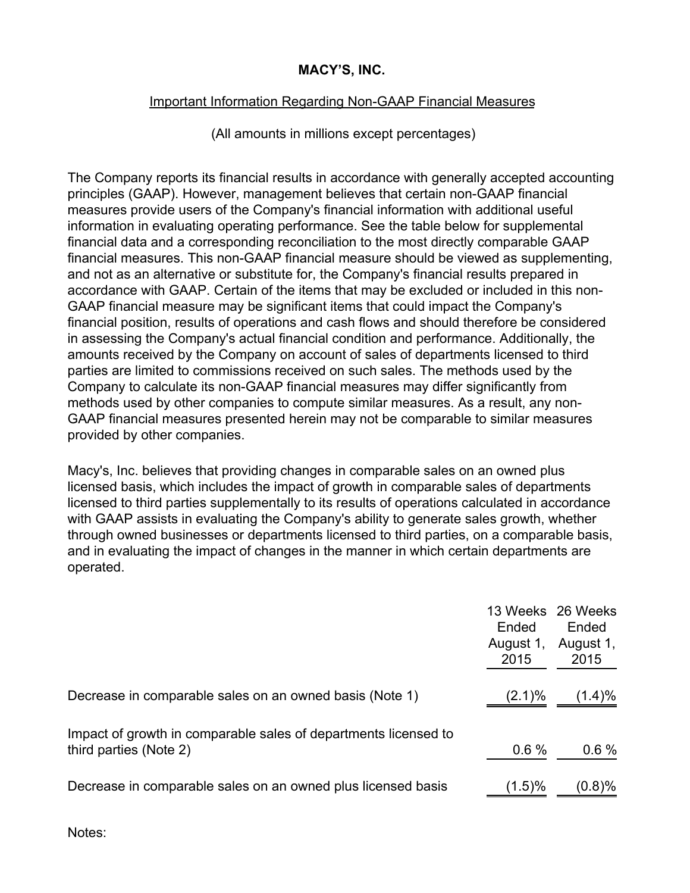# MACY'S, INC.

## Important Information Regarding Non-GAAP Financial Measures

(All amounts in millions except percentages)

The Company reports its financial results in accordance with generally accepted accounting principles (GAAP). However, management believes that certain non-GAAP financial measures provide users of the Company's financial information with additional useful information in evaluating operating performance. See the table below for supplemental financial data and a corresponding reconciliation to the most directly comparable GAAP financial measures. This non-GAAP financial measure should be viewed as supplementing, and not as an alternative or substitute for, the Company's financial results prepared in accordance with GAAP. Certain of the items that may be excluded or included in this non-GAAP financial measure may be significant items that could impact the Company's financial position, results of operations and cash flows and should therefore be considered in assessing the Company's actual financial condition and performance. Additionally, the amounts received by the Company on account of sales of departments licensed to third parties are limited to commissions received on such sales. The methods used by the Company to calculate its non-GAAP financial measures may differ significantly from methods used by other companies to compute similar measures. As a result, any non-GAAP financial measures presented herein may not be comparable to similar measures provided by other companies.

Macy's, Inc. believes that providing changes in comparable sales on an owned plus licensed basis, which includes the impact of growth in comparable sales of departments licensed to third parties supplementally to its results of operations calculated in accordance with GAAP assists in evaluating the Company's ability to generate sales growth, whether through owned businesses or departments licensed to third parties, on a comparable basis, and in evaluating the impact of changes in the manner in which certain departments are operated.

| | 13 Weeks Ended August 1, 2015 | 26 Weeks Ended August 1, 2015 |
|---|---|---|
| Decrease in comparable sales on an owned basis (Note 1) | (2.1)% | (1.4)% |
| Impact of growth in comparable sales of departments licensed to third parties (Note 2) | 0.6 % | 0.6 % |
| Decrease in comparable sales on an owned plus licensed basis | (1.5)% | (0.8)% |

Notes: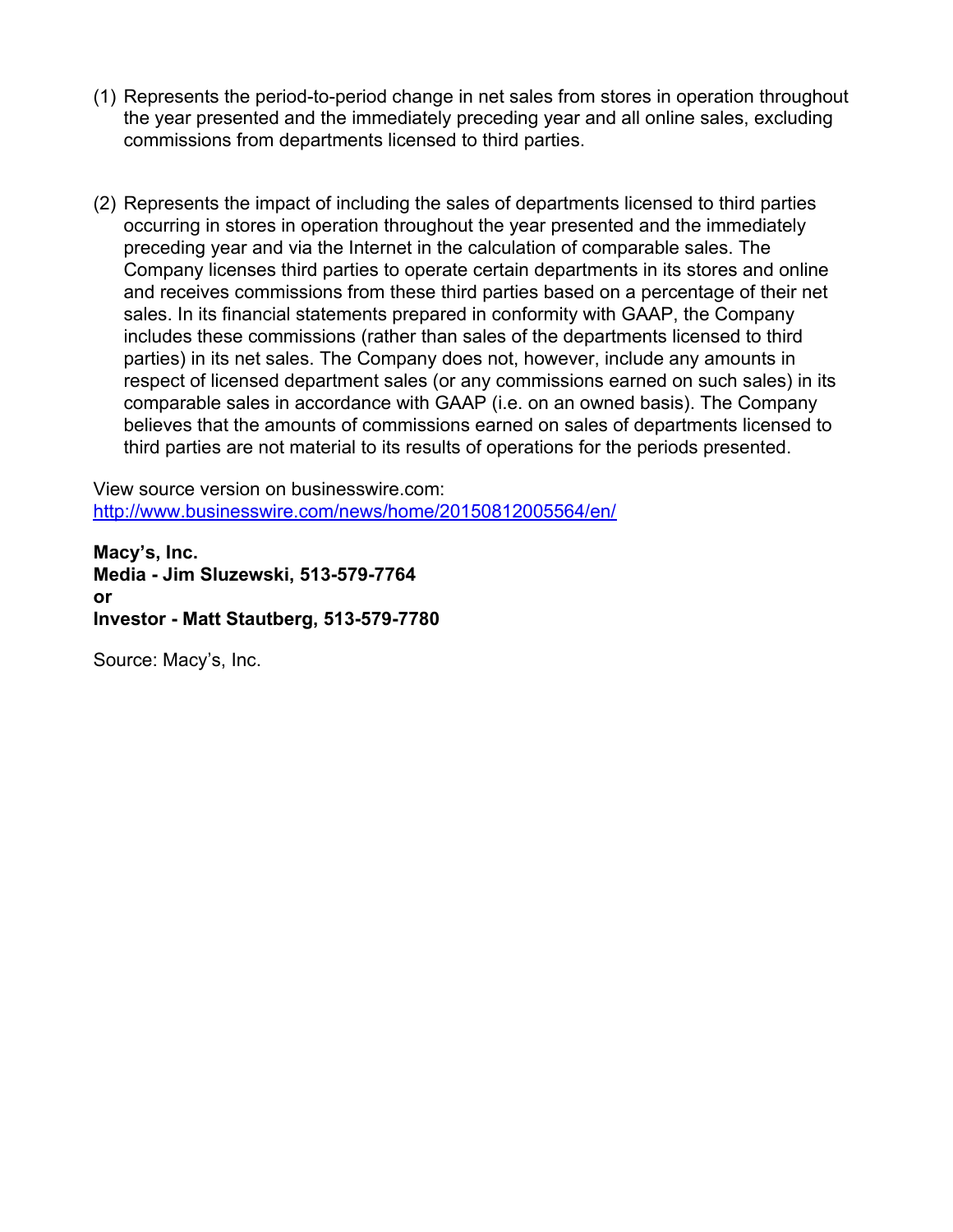(1) Represents the period-to-period change in net sales from stores in operation throughout the year presented and the immediately preceding year and all online sales, excluding commissions from departments licensed to third parties.

(2) Represents the impact of including the sales of departments licensed to third parties occurring in stores in operation throughout the year presented and the immediately preceding year and via the Internet in the calculation of comparable sales. The Company licenses third parties to operate certain departments in its stores and online and receives commissions from these third parties based on a percentage of their net sales. In its financial statements prepared in conformity with GAAP, the Company includes these commissions (rather than sales of the departments licensed to third parties) in its net sales. The Company does not, however, include any amounts in respect of licensed department sales (or any commissions earned on such sales) in its comparable sales in accordance with GAAP (i.e. on an owned basis). The Company believes that the amounts of commissions earned on sales of departments licensed to third parties are not material to its results of operations for the periods presented.

View source version on businesswire.com: [http://www.businesswire.com/news/home/20150812005564/en/](http://www.businesswire.com/news/home/20150812005564/en/)

**Macy's, Inc.**
**Media - Jim Sluzewski, 513-579-7764**
**or**
**Investor - Matt Stautberg, 513-579-7780**

Source: Macy's, Inc.